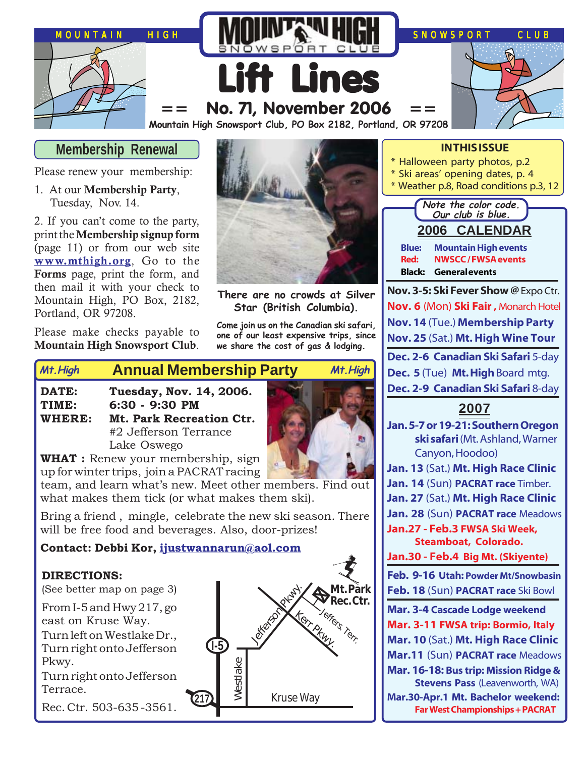MOUNTAIN HIGH SNOWSPORT CLUB

# Lift Lines

## == No. 71, November 2006 ==

Mountain High Snowsport Club, PO Box 2182, Portland, OR 97208

## Membership Renewal

Please renew your membership:

1. At our **Membership Party**, Tuesday, Nov. 14.

2. If you can't come to the party, print the **Membership signup form** (page 11) or from our web site **www.mthigh.org**, Go to the **Forms** page, print the form, and then mail it with your check to Mountain High, PO Box, 2182, Portland, OR 97208.

Please make checks payable to **Mountain High Snowsport Club**.

There are no crowds at Silver Star (British Columbia).

Come join us on the Canadian ski safari, one of our least expensive trips, since we share the cost of gas & lodging.

## Annual Membership Party

**DATE:** Tuesday, Nov. 14, 2006.
**TIME:** 6:30 - 9:30 PM
**WHERE:** Mt. Park Recreation Ctr.
#2 Jefferson Terrance
Lake Oswego

**WHAT :** Renew your membership, sign up for winter trips, join a PACRAT racing team, and learn what's new. Meet other members. Find out what makes them tick (or what makes them ski).

Bring a friend , mingle, celebrate the new ski season. There will be free food and beverages. Also, door-prizes!

**Contact: Debbi Kor, ijustwannarun@aol.com**

**DIRECTIONS:**
(See better map on page 3)

From I-5 and Hwy 217, go east on Kruse Way.
Turn left on Westlake Dr.,
Turn right onto Jefferson Pkwy.
Turn right onto Jefferson Terrace.

Rec. Ctr. 503-635-3561.

Map labels: Mt. Park Rec. Ctr., Jefferson Pkwy., Jeffers. Terr., Kerr Pkwy., I-5, Westlake, 217, Kruse Way

## IN THIS ISSUE

* Halloween party photos, p.2
* Ski areas' opening dates, p. 4
* Weather p.8, Road conditions p.3, 12

Note the color code. Our club is blue.

## 2006 CALENDAR

**Blue:** Mountain High events
**Red:** NWSCC / FWSA events
**Black:** General events

**Nov. 3-5: Ski Fever Show** @ Expo Ctr.
**Nov. 6** (Mon) **Ski Fair ,** Monarch Hotel
**Nov. 14** (Tue.) **Membership Party**
**Nov. 25** (Sat.) **Mt. High Wine Tour**

**Dec. 2-6 Canadian Ski Safari** 5-day
**Dec. 5** (Tue) **Mt. High** Board mtg.
**Dec. 2-9 Canadian Ski Safari** 8-day

## 2007

**Jan. 5-7 or 19-21: Southern Oregon ski safari** (Mt. Ashland, Warner Canyon, Hoodoo)
**Jan. 13** (Sat.) **Mt. High Race Clinic**
**Jan. 14** (Sun) **PACRAT race** Timber.
**Jan. 27** (Sat.) **Mt. High Race Clinic**
**Jan. 28** (Sun) **PACRAT race** Meadows
**Jan.27 - Feb.3 FWSA Ski Week, Steamboat, Colorado.**
**Jan.30 - Feb.4 Big Mt. (Skiyente)**
**Feb. 9-16 Utah: Powder Mt/Snowbasin**
**Feb. 18** (Sun) **PACRAT race** Ski Bowl
**Mar. 3-4 Cascade Lodge weekend**
**Mar. 3-11 FWSA trip: Bormio, Italy**
**Mar. 10** (Sat.) **Mt. High Race Clinic**
**Mar.11** (Sun) **PACRAT race** Meadows
**Mar. 16-18: Bus trip: Mission Ridge & Stevens Pass** (Leavenworth, WA)
**Mar.30-Apr.1 Mt. Bachelor weekend: Far West Championships + PACRAT**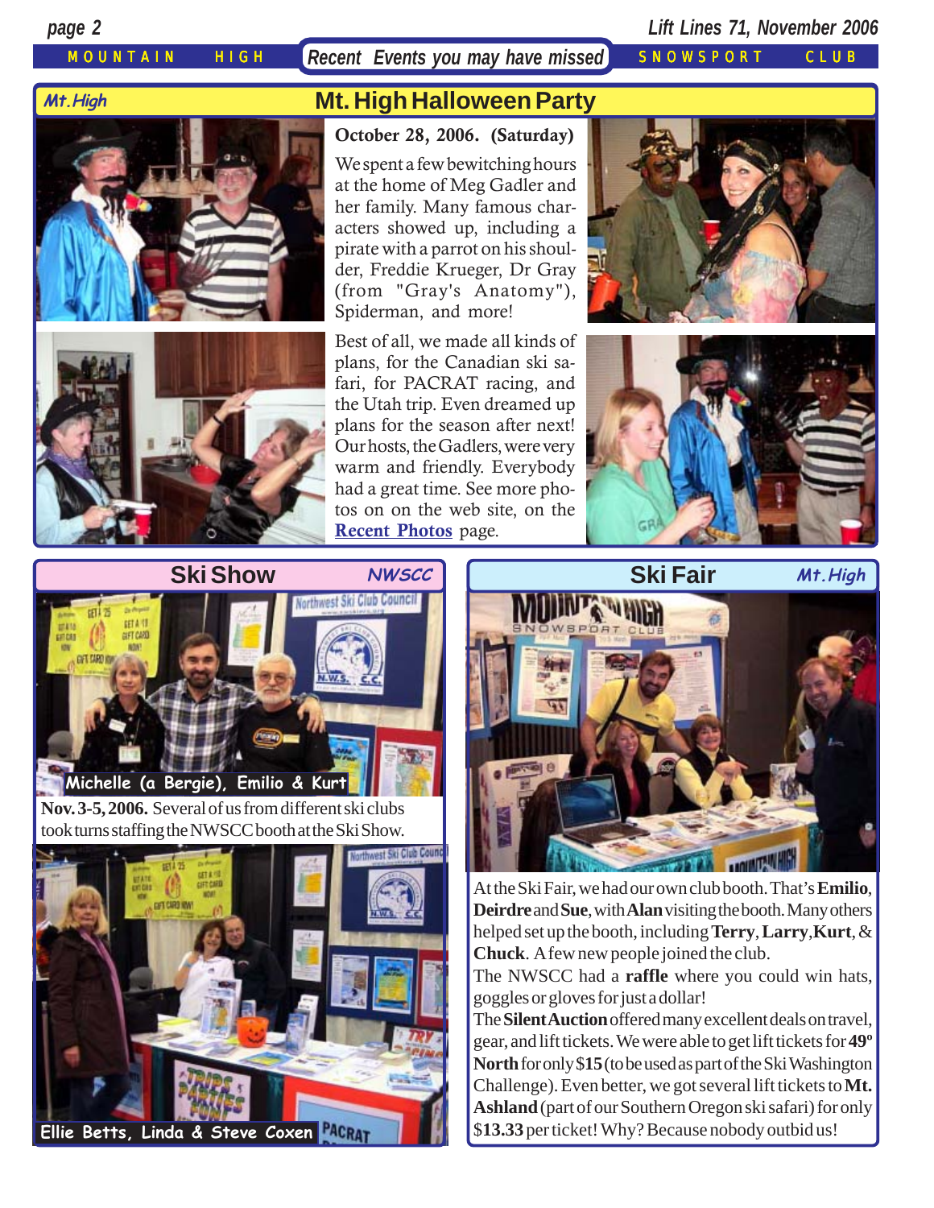MOUNTAIN HIGH *Recent Events you may have missed* SNOWSPORT CLUB

## Mt. High Halloween Party

*Mt.High*

**October 28, 2006. (Saturday)**

We spent a few bewitching hours at the home of Meg Gadler and her family. Many famous characters showed up, including a pirate with a parrot on his shoulder, Freddie Krueger, Dr Gray (from "Gray's Anatomy"), Spiderman, and more!

Best of all, we made all kinds of plans, for the Canadian ski safari, for PACRAT racing, and the Utah trip. Even dreamed up plans for the season after next! Our hosts, the Gadlers, were very warm and friendly. Everybody had a great time. See more photos on on the web site, on the Recent Photos page.

## Ski Show

*NWSCC*

Michelle (a Bergie), Emilio & Kurt

**Nov. 3-5, 2006.** Several of us from different ski clubs took turns staffing the NWSCC booth at the Ski Show.

Ellie Betts, Linda & Steve Coxen

## Ski Fair

*Mt.High*

At the Ski Fair, we had our own club booth. That's **Emilio**, **Deirdre** and **Sue**, with **Alan** visiting the booth. Many others helped set up the booth, including **Terry**, **Larry**, **Kurt**, & **Chuck**. A few new people joined the club.

The NWSCC had a **raffle** where you could win hats, goggles or gloves for just a dollar!

The **Silent Auction** offered many excellent deals on travel, gear, and lift tickets. We were able to get lift tickets for **49º North** for only $**15** (to be used as part of the Ski Washington Challenge). Even better, we got several lift tickets to **Mt. Ashland** (part of our Southern Oregon ski safari) for only $**13.33** per ticket! Why? Because nobody outbid us!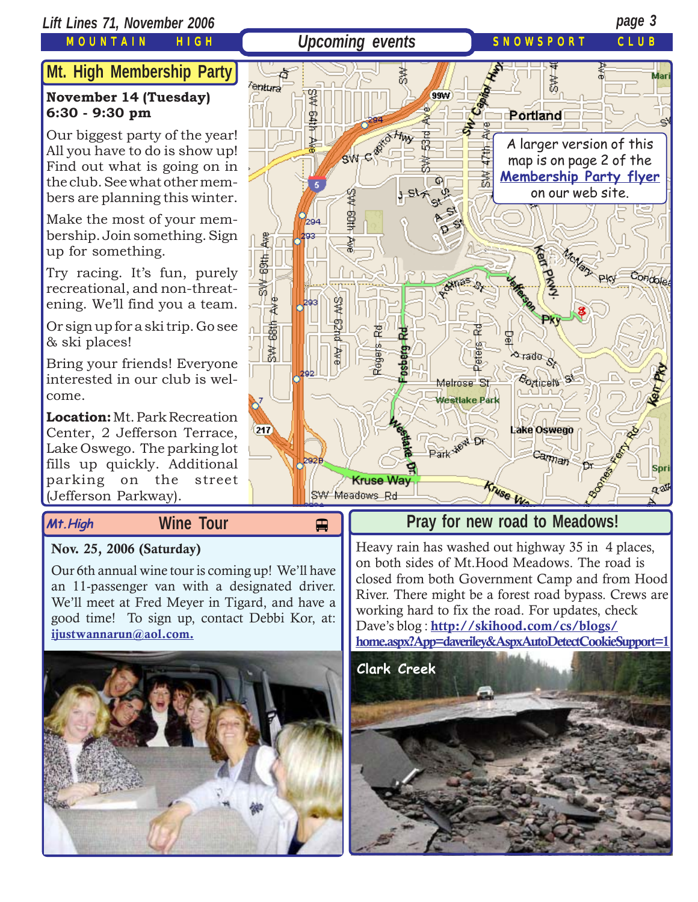## Upcoming events

### Mt. High Membership Party

**November 14 (Tuesday)**
**6:30 - 9:30 pm**

Our biggest party of the year! All you have to do is show up! Find out what is going on in the club. See what other members are planning this winter.

Make the most of your membership. Join something. Sign up for something.

Try racing. It's fun, purely recreational, and non-threatening. We'll find you a team.

Or sign up for a ski trip. Go see & ski places!

Bring your friends! Everyone interested in our club is welcome.

**Location:** Mt. Park Recreation Center, 2 Jefferson Terrace, Lake Oswego. The parking lot fills up quickly. Additional parking on the street (Jefferson Parkway).

A larger version of this map is on page 2 of the Membership Party flyer on our web site.

### Mt.High Wine Tour

**Nov. 25, 2006 (Saturday)**

Our 6th annual wine tour is coming up! We'll have an 11-passenger van with a designated driver. We'll meet at Fred Meyer in Tigard, and have a good time! To sign up, contact Debbi Kor, at: ijustwannarun@aol.com.

### Pray for new road to Meadows!

Heavy rain has washed out highway 35 in 4 places, on both sides of Mt.Hood Meadows. The road is closed from both Government Camp and from Hood River. There might be a forest road bypass. Crews are working hard to fix the road. For updates, check Dave's blog : **http://skihood.com/cs/blogs/home.aspx?App=daveriley&AspxAutoDetectCookieSupport=1**

Clark Creek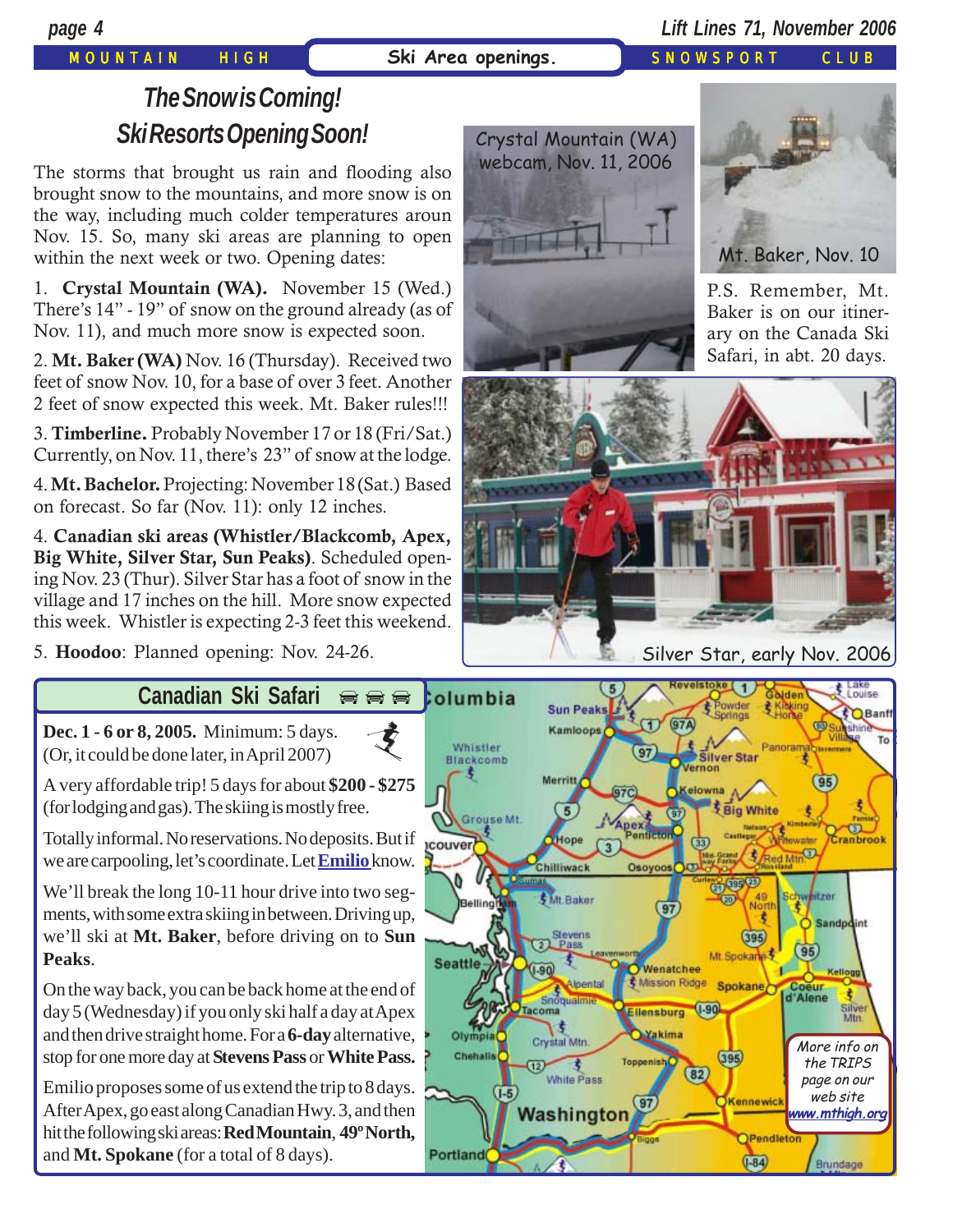# The Snow is Coming! Ski Resorts Opening Soon!

The storms that brought us rain and flooding also brought snow to the mountains, and more snow is on the way, including much colder temperatures aroun Nov. 15. So, many ski areas are planning to open within the next week or two. Opening dates:

1. **Crystal Mountain (WA).** November 15 (Wed.) There's 14" - 19" of snow on the ground already (as of Nov. 11), and much more snow is expected soon.

2. **Mt. Baker (WA)** Nov. 16 (Thursday). Received two feet of snow Nov. 10, for a base of over 3 feet. Another 2 feet of snow expected this week. Mt. Baker rules!!!

3. **Timberline.** Probably November 17 or 18 (Fri/Sat.) Currently, on Nov. 11, there's 23" of snow at the lodge.

4. **Mt. Bachelor.** Projecting: November 18 (Sat.) Based on forecast. So far (Nov. 11): only 12 inches.

4. **Canadian ski areas (Whistler/Blackcomb, Apex, Big White, Silver Star, Sun Peaks)**. Scheduled opening Nov. 23 (Thur). Silver Star has a foot of snow in the village and 17 inches on the hill. More snow expected this week. Whistler is expecting 2-3 feet this weekend.

5. **Hoodoo**: Planned opening: Nov. 24-26.

Crystal Mountain (WA) webcam, Nov. 11, 2006

Mt. Baker, Nov. 10

P.S. Remember, Mt. Baker is on our itinerary on the Canada Ski Safari, in abt. 20 days.

Silver Star, early Nov. 2006

## Canadian Ski Safari

**Dec. 1 - 6 or 8, 2005.** Minimum: 5 days. (Or, it could be done later, in April 2007)

A very affordable trip! 5 days for about **$200 - $275** (for lodging and gas). The skiing is mostly free.

Totally informal. No reservations. No deposits. But if we are carpooling, let's coordinate. Let **Emilio** know.

We'll break the long 10-11 hour drive into two segments, with some extra skiing in between. Driving up, we'll ski at **Mt. Baker**, before driving on to **Sun Peaks**.

On the way back, you can be back home at the end of day 5 (Wednesday) if you only ski half a day at Apex and then drive straight home. For a **6-day** alternative, stop for one more day at **Stevens Pass** or **White Pass.**

Emilio proposes some of us extend the trip to 8 days. After Apex, go east along Canadian Hwy. 3, and then hit the following ski areas: **Red Mountain**, **49º North,** and **Mt. Spokane** (for a total of 8 days).

*More info on the TRIPS page on our web site* ***www.mthigh.org***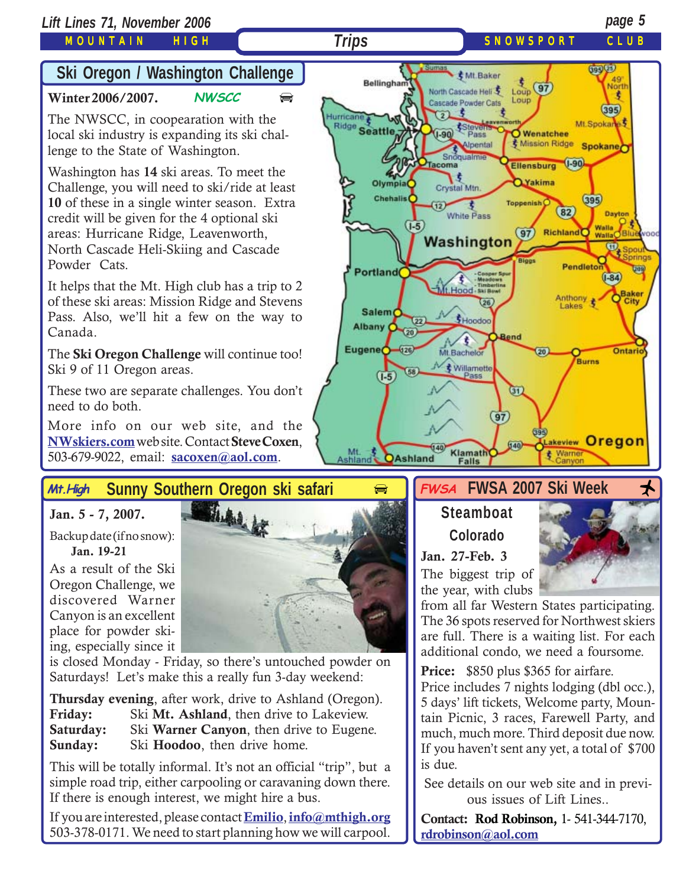## Ski Oregon / Washington Challenge

**Winter 2006/2007.** *NWSCC*

The NWSCC, in coopearation with the local ski industry is expanding its ski challenge to the State of Washington.

Washington has **14** ski areas. To meet the Challenge, you will need to ski/ride at least **10** of these in a single winter season. Extra credit will be given for the 4 optional ski areas: Hurricane Ridge, Leavenworth, North Cascade Heli-Skiing and Cascade Powder Cats.

It helps that the Mt. High club has a trip to 2 of these ski areas: Mission Ridge and Stevens Pass. Also, we'll hit a few on the way to Canada.

The **Ski Oregon Challenge** will continue too! Ski 9 of 11 Oregon areas.

These two are separate challenges. You don't need to do both.

More info on our web site, and the NWskiers.com web site. Contact **Steve Coxen**, 503-679-9022, email: sacoxen@aol.com.

## *Mt.High* Sunny Southern Oregon ski safari

**Jan. 5 - 7, 2007.**

Backup date (if no snow): **Jan. 19-21**

As a result of the Ski Oregon Challenge, we discovered Warner Canyon is an excellent place for powder skiing, especially since it is closed Monday - Friday, so there's untouched powder on Saturdays! Let's make this a really fun 3-day weekend:

**Thursday evening**, after work, drive to Ashland (Oregon).
**Friday:** Ski **Mt. Ashland**, then drive to Lakeview.
**Saturday:** Ski **Warner Canyon**, then drive to Eugene.
**Sunday:** Ski **Hoodoo**, then drive home.

This will be totally informal. It's not an official "trip", but a simple road trip, either carpooling or caravaning down there. If there is enough interest, we might hire a bus.

If you are interested, please contact **Emilio**, **info@mthigh.org** 503-378-0171. We need to start planning how we will carpool.

## *FWSA* FWSA 2007 Ski Week

**Steamboat Colorado**

**Jan. 27-Feb. 3**

The biggest trip of the year, with clubs from all far Western States participating. The 36 spots reserved for Northwest skiers are full. There is a waiting list. For each additional condo, we need a foursome.

**Price:** $850 plus $365 for airfare.
Price includes 7 nights lodging (dbl occ.), 5 days' lift tickets, Welcome party, Mountain Picnic, 3 races, Farewell Party, and much, much more. Third deposit due now. If you haven't sent any yet, a total of $700 is due.

See details on our web site and in previous issues of Lift Lines..

**Contact: Rod Robinson,** 1- 541-344-7170, rdrobinson@aol.com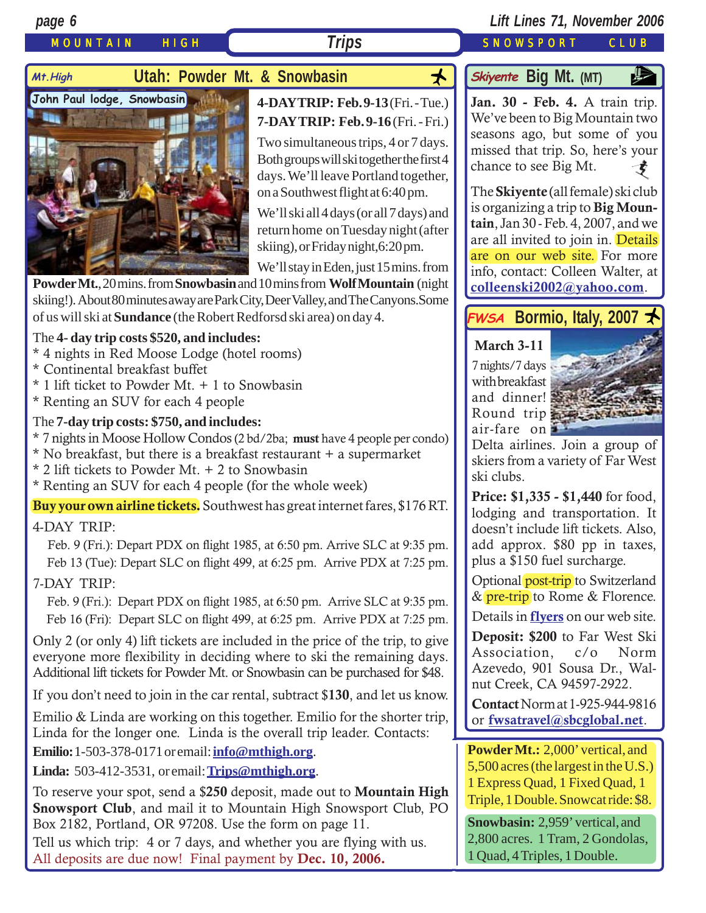# Trips

## Mt.High — Utah: Powder Mt. & Snowbasin

John Paul lodge, Snowbasin

**4-DAY TRIP: Feb. 9-13** (Fri. - Tue.)
**7-DAY TRIP: Feb. 9-16** (Fri. - Fri.)

Two simultaneous trips, 4 or 7 days. Both groups will ski together the first 4 days. We'll leave Portland together, on a Southwest flight at 6:40 pm.

We'll ski all 4 days (or all 7 days) and return home on Tuesday night (after skiing), or Friday night, 6:20 pm.

We'll stay in Eden, just 15 mins. from **Powder Mt.**, 20 mins. from **Snowbasin** and 10 mins from **Wolf Mountain** (night skiing!). About 80 minutes away are Park City, Deer Valley, and The Canyons. Some of us will ski at **Sundance** (the Robert Redfordsd ski area) on day 4.

The **4- day trip costs $520, and includes:**

* 4 nights in Red Moose Lodge (hotel rooms)
* Continental breakfast buffet
* 1 lift ticket to Powder Mt. + 1 to Snowbasin
* Renting an SUV for each 4 people

The **7-day trip costs: $750, and includes:**

* 7 nights in Moose Hollow Condos (2 bd/2ba; **must** have 4 people per condo)
* No breakfast, but there is a breakfast restaurant + a supermarket
* 2 lift tickets to Powder Mt. + 2 to Snowbasin
* Renting an SUV for each 4 people (for the whole week)

**Buy your own airline tickets.** Southwest has great internet fares, $176 RT.

4-DAY TRIP:

Feb. 9 (Fri.): Depart PDX on flight 1985, at 6:50 pm. Arrive SLC at 9:35 pm.
Feb 13 (Tue): Depart SLC on flight 499, at 6:25 pm. Arrive PDX at 7:25 pm.

7-DAY TRIP:

Feb. 9 (Fri.): Depart PDX on flight 1985, at 6:50 pm. Arrive SLC at 9:35 pm.
Feb 16 (Fri): Depart SLC on flight 499, at 6:25 pm. Arrive PDX at 7:25 pm.

Only 2 (or only 4) lift tickets are included in the price of the trip, to give everyone more flexibility in deciding where to ski the remaining days. Additional lift tickets for Powder Mt. or Snowbasin can be purchased for $48.

If you don't need to join in the car rental, subtract $**130**, and let us know.

Emilio & Linda are working on this together. Emilio for the shorter trip, Linda for the longer one. Linda is the overall trip leader. Contacts:

**Emilio:** 1-503-378-0171 or email: **info@mthigh.org**.

**Linda:** 503-412-3531, or email: **Trips@mthigh.org**.

To reserve your spot, send a $**250** deposit, made out to **Mountain High Snowsport Club**, and mail it to Mountain High Snowsport Club, PO Box 2182, Portland, OR 97208. Use the form on page 11.

Tell us which trip: 4 or 7 days, and whether you are flying with us.

All deposits are due now! Final payment by **Dec. 10, 2006.**

## Skiyente Big Mt. (MT)

**Jan. 30 - Feb. 4.** A train trip. We've been to Big Mountain two seasons ago, but some of you missed that trip. So, here's your chance to see Big Mt.

The **Skiyente** (all female) ski club is organizing a trip to **Big Mountain**, Jan 30 - Feb. 4, 2007, and we are all invited to join in. Details are on our web site. For more info, contact: Colleen Walter, at **colleenski2002@yahoo.com**.

## FWSA Bormio, Italy, 2007

**March 3-11**

7 nights/7 days with breakfast and dinner! Round trip air-fare on Delta airlines. Join a group of skiers from a variety of Far West ski clubs.

**Price: $1,335 - $1,440** for food, lodging and transportation. It doesn't include lift tickets. Also, add approx. $80 pp in taxes, plus a $150 fuel surcharge.

Optional post-trip to Switzerland & pre-trip to Rome & Florence.

Details in **flyers** on our web site.

**Deposit: $200** to Far West Ski Association, c/o Norm Azevedo, 901 Sousa Dr., Walnut Creek, CA 94597-2922.

**Contact** Norm at 1-925-944-9816 or **fwsatravel@sbcglobal.net**.

**Powder Mt.:** 2,000' vertical, and 5,500 acres (the largest in the U.S.) 1 Express Quad, 1 Fixed Quad, 1 Triple, 1 Double. Snowcat ride: $8.

**Snowbasin:** 2,959' vertical, and 2,800 acres. 1 Tram, 2 Gondolas, 1 Quad, 4 Triples, 1 Double.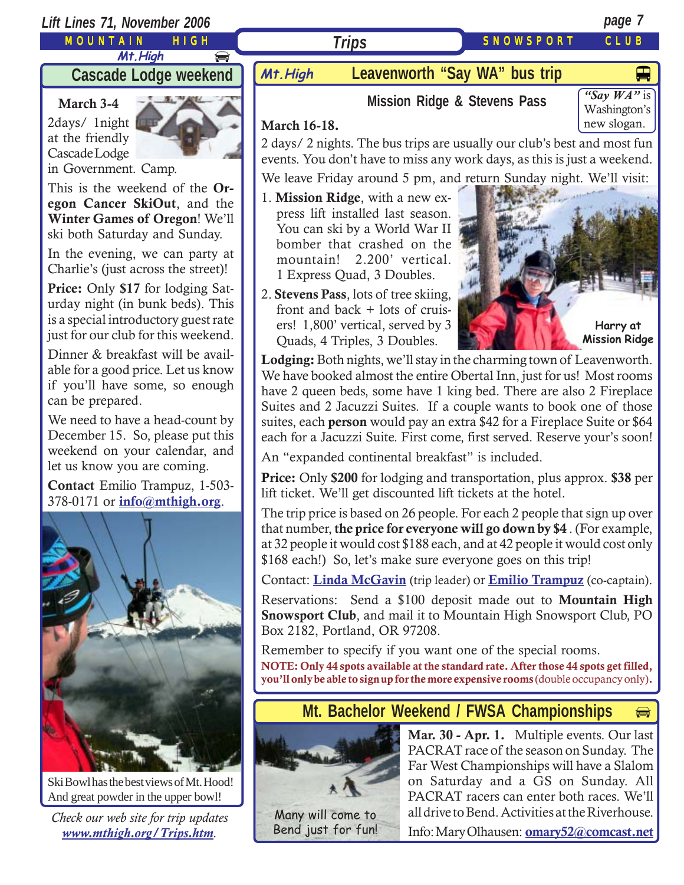## Cascade Lodge weekend

**March 3-4**

2days/ 1night at the friendly Cascade Lodge in Government Camp.

This is the weekend of the **Oregon Cancer SkiOut**, and the **Winter Games of Oregon**! We'll ski both Saturday and Sunday.

In the evening, we can party at Charlie's (just across the street)!

**Price:** Only **$17** for lodging Saturday night (in bunk beds). This is a special introductory guest rate just for our club for this weekend.

Dinner & breakfast will be available for a good price. Let us know if you'll have some, so enough can be prepared.

We need to have a head-count by December 15. So, please put this weekend on your calendar, and let us know you are coming.

**Contact** Emilio Trampuz, 1-503-378-0171 or **info@mthigh.org**.

Ski Bowl has the best views of Mt. Hood! And great powder in the upper bowl!

*Check our web site for trip updates* ***www.mthigh.org/Trips.htm****.*

## Leavenworth "Say WA" bus trip

### Mission Ridge & Stevens Pass

*"Say WA"* is Washington's new slogan.

**March 16-18.**

2 days/ 2 nights. The bus trips are usually our club's best and most fun events. You don't have to miss any work days, as this is just a weekend.

We leave Friday around 5 pm, and return Sunday night. We'll visit:

1. **Mission Ridge**, with a new express lift installed last season. You can ski by a World War II bomber that crashed on the mountain! 2.200' vertical. 1 Express Quad, 3 Doubles.
2. **Stevens Pass**, lots of tree skiing, front and back + lots of cruisers! 1,800' vertical, served by 3 Quads, 4 Triples, 3 Doubles.

Harry at Mission Ridge

**Lodging:** Both nights, we'll stay in the charming town of Leavenworth. We have booked almost the entire Obertal Inn, just for us! Most rooms have 2 queen beds, some have 1 king bed. There are also 2 Fireplace Suites and 2 Jacuzzi Suites. If a couple wants to book one of those suites, each **person** would pay an extra $42 for a Fireplace Suite or $64 each for a Jacuzzi Suite. First come, first served. Reserve your's soon!

An "expanded continental breakfast" is included.

**Price:** Only **$200** for lodging and transportation, plus approx. **$38** per lift ticket. We'll get discounted lift tickets at the hotel.

The trip price is based on 26 people. For each 2 people that sign up over that number, **the price for everyone will go down by $4** . (For example, at 32 people it would cost $188 each, and at 42 people it would cost only $168 each!) So, let's make sure everyone goes on this trip!

Contact: **Linda McGavin** (trip leader) or **Emilio Trampuz** (co-captain).

Reservations: Send a $100 deposit made out to **Mountain High Snowsport Club**, and mail it to Mountain High Snowsport Club, PO Box 2182, Portland, OR 97208.

Remember to specify if you want one of the special rooms.

**NOTE: Only 44 spots available at the standard rate. After those 44 spots get filled, you'll only be able to sign up for the more expensive rooms** (double occupancy only)**.**

## Mt. Bachelor Weekend / FWSA Championships

Many will come to Bend just for fun!

**Mar. 30 - Apr. 1.** Multiple events. Our last PACRAT race of the season on Sunday. The Far West Championships will have a Slalom on Saturday and a GS on Sunday. All PACRAT racers can enter both races. We'll all drive to Bend. Activities at the Riverhouse.

Info: Mary Olhausen: **omary52@comcast.net**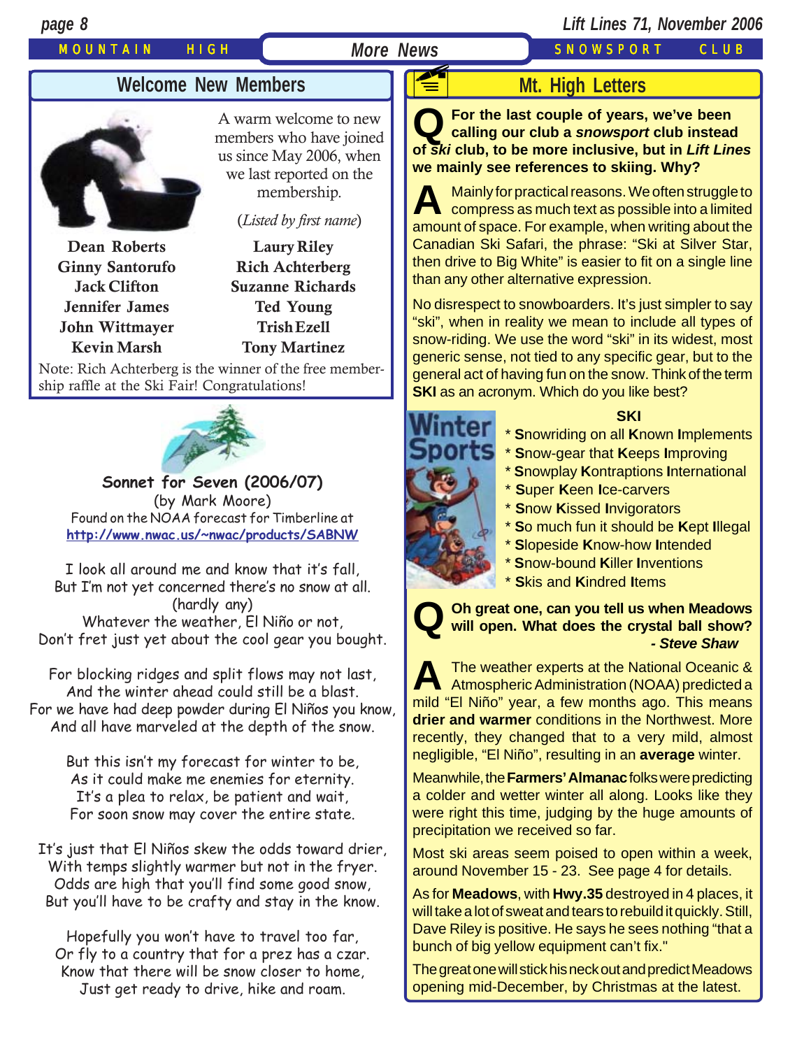## Welcome New Members

A warm welcome to new members who have joined us since May 2006, when we last reported on the membership.

(*Listed by first name*)

Dean Roberts
Ginny Santorufo
Jack Clifton
Jennifer James
John Wittmayer
Kevin Marsh
Laury Riley
Rich Achterberg
Suzanne Richards
Ted Young
Trish Ezell
Tony Martinez

Note: Rich Achterberg is the winner of the free membership raffle at the Ski Fair! Congratulations!

### Sonnet for Seven (2006/07)

(by Mark Moore)

Found on the NOAA forecast for Timberline at http://www.nwac.us/~nwac/products/SABNW

I look all around me and know that it's fall,
But I'm not yet concerned there's no snow at all.
(hardly any)
Whatever the weather, El Niño or not,
Don't fret just yet about the cool gear you bought.

For blocking ridges and split flows may not last,
And the winter ahead could still be a blast.
For we have had deep powder during El Niños you know,
And all have marveled at the depth of the snow.

But this isn't my forecast for winter to be,
As it could make me enemies for eternity.
It's a plea to relax, be patient and wait,
For soon snow may cover the entire state.

It's just that El Niños skew the odds toward drier,
With temps slightly warmer but not in the fryer.
Odds are high that you'll find some good snow,
But you'll have to be crafty and stay in the know.

Hopefully you won't have to travel too far,
Or fly to a country that for a prez has a czar.
Know that there will be snow closer to home,
Just get ready to drive, hike and roam.

## Mt. High Letters

**Q For the last couple of years, we've been calling our club a *snowsport* club instead of *ski* club, to be more inclusive, but in *Lift Lines* we mainly see references to skiing. Why?**

**A** Mainly for practical reasons. We often struggle to compress as much text as possible into a limited amount of space. For example, when writing about the Canadian Ski Safari, the phrase: "Ski at Silver Star, then drive to Big White" is easier to fit on a single line than any other alternative expression.

No disrespect to snowboarders. It's just simpler to say "ski", when in reality we mean to include all types of snow-riding. We use the word "ski" in its widest, most generic sense, not tied to any specific gear, but to the general act of having fun on the snow. Think of the term **SKI** as an acronym. Which do you like best?

**SKI**

- **S**nowriding on all **K**nown **I**mplements
- **S**now-gear that **K**eeps **I**mproving
- **S**nowplay **K**ontraptions **I**nternational
- **S**uper **K**een **I**ce-carvers
- **S**now **K**issed **I**nvigorators
- **S**o much fun it should be **K**ept **I**llegal
- **S**lopeside **K**now-how **I**ntended
- **S**now-bound **K**iller **I**nventions
- **S**kis and **K**indred **I**tems

**Q Oh great one, can you tell us when Meadows will open. What does the crystal ball show?**
***- Steve Shaw***

**A** The weather experts at the National Oceanic & Atmospheric Administration (NOAA) predicted a mild "El Niño" year, a few months ago. This means **drier and warmer** conditions in the Northwest. More recently, they changed that to a very mild, almost negligible, "El Niño", resulting in an **average** winter.

Meanwhile, the **Farmers' Almanac** folks were predicting a colder and wetter winter all along. Looks like they were right this time, judging by the huge amounts of precipitation we received so far.

Most ski areas seem poised to open within a week, around November 15 - 23. See page 4 for details.

As for **Meadows**, with **Hwy.35** destroyed in 4 places, it will take a lot of sweat and tears to rebuild it quickly. Still, Dave Riley is positive. He says he sees nothing "that a bunch of big yellow equipment can't fix."

The great one will stick his neck out and predict Meadows opening mid-December, by Christmas at the latest.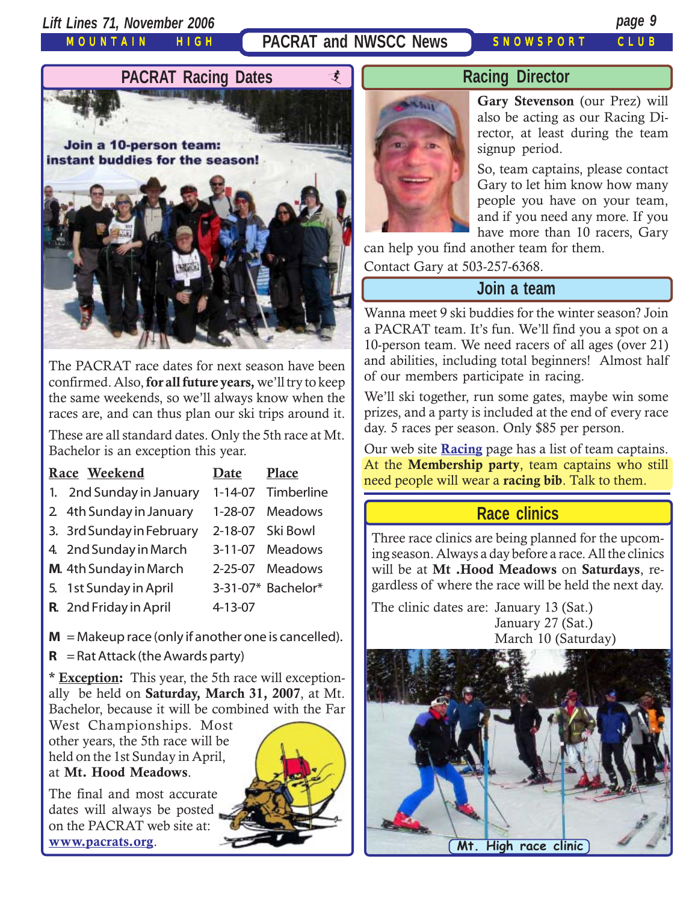# PACRAT and NWSCC News

## PACRAT Racing Dates

Join a 10-person team: instant buddies for the season!

The PACRAT race dates for next season have been confirmed. Also, **for all future years,** we'll try to keep the same weekends, so we'll always know when the races are, and can thus plan our ski trips around it.

These are all standard dates. Only the 5th race at Mt. Bachelor is an exception this year.

| Race | Weekend | Date | Place |
|---|---|---|---|
| 1. | 2nd Sunday in January | 1-14-07 | Timberline |
| 2. | 4th Sunday in January | 1-28-07 | Meadows |
| 3. | 3rd Sunday in February | 2-18-07 | Ski Bowl |
| 4. | 2nd Sunday in March | 3-11-07 | Meadows |
| **M.** | 4th Sunday in March | 2-25-07 | Meadows |
| 5. | 1st Sunday in April | 3-31-07* | Bachelor* |
| **R.** | 2nd Friday in April | 4-13-07 | |

**M** = Makeup race (only if another one is cancelled).

**R** = Rat Attack (the Awards party)

\* **Exception:** This year, the 5th race will exceptionally be held on **Saturday, March 31, 2007**, at Mt. Bachelor, because it will be combined with the Far West Championships. Most other years, the 5th race will be held on the 1st Sunday in April, at **Mt. Hood Meadows**.

The final and most accurate dates will always be posted on the PACRAT web site at: **www.pacrats.org**.

## Racing Director

**Gary Stevenson** (our Prez) will also be acting as our Racing Director, at least during the team signup period.

So, team captains, please contact Gary to let him know how many people you have on your team, and if you need any more. If you have more than 10 racers, Gary can help you find another team for them.

Contact Gary at 503-257-6368.

## Join a team

Wanna meet 9 ski buddies for the winter season? Join a PACRAT team. It's fun. We'll find you a spot on a 10-person team. We need racers of all ages (over 21) and abilities, including total beginners! Almost half of our members participate in racing.

We'll ski together, run some gates, maybe win some prizes, and a party is included at the end of every race day. 5 races per season. Only $85 per person.

Our web site **Racing** page has a list of team captains. At the **Membership party**, team captains who still need people will wear a **racing bib**. Talk to them.

## Race clinics

Three race clinics are being planned for the upcoming season. Always a day before a race. All the clinics will be at **Mt .Hood Meadows** on **Saturdays**, regardless of where the race will be held the next day.

The clinic dates are: January 13 (Sat.)
January 27 (Sat.)
March 10 (Saturday)

Mt. High race clinic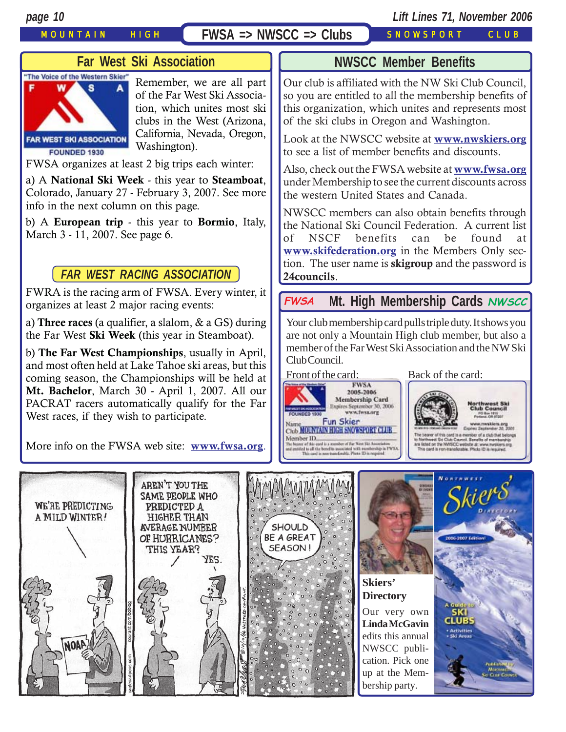# FWSA => NWSCC => Clubs

## Far West Ski Association

Remember, we are all part of the Far West Ski Association, which unites most ski clubs in the West (Arizona, California, Nevada, Oregon, Washington).

FWSA organizes at least 2 big trips each winter:

a) A **National Ski Week** - this year to **Steamboat**, Colorado, January 27 - February 3, 2007. See more info in the next column on this page.

b) A **European trip** - this year to **Bormio**, Italy, March 3 - 11, 2007. See page 6.

### *FAR WEST RACING ASSOCIATION*

FWRA is the racing arm of FWSA. Every winter, it organizes at least 2 major racing events:

a) **Three races** (a qualifier, a slalom, & a GS) during the Far West **Ski Week** (this year in Steamboat).

b) **The Far West Championships**, usually in April, and most often held at Lake Tahoe ski areas, but this coming season, the Championships will be held at **Mt. Bachelor**, March 30 - April 1, 2007. All our PACRAT racers automatically qualify for the Far West races, if they wish to participate.

More info on the FWSA web site: **www.fwsa.org**.

## NWSCC Member Benefits

Our club is affiliated with the NW Ski Club Council, so you are entitled to all the membership benefits of this organization, which unites and represents most of the ski clubs in Oregon and Washington.

Look at the NWSCC website at **www.nwskiers.org** to see a list of member benefits and discounts.

Also, check out the FWSA website at **www.fwsa.org** under Membership to see the current discounts across the western United States and Canada.

NWSCC members can also obtain benefits through the National Ski Council Federation. A current list of NSCF benefits can be found at **www.skifederation.org** in the Members Only section. The user name is **skigroup** and the password is **24councils**.

## FWSA Mt. High Membership Cards NWSCC

Your club membership card pulls triple duty. It shows you are not only a Mountain High club member, but also a member of the Far West Ski Association and the NW Ski Club Council.

Front of the card: Back of the card:

## Skiers' Directory

Our very own **Linda McGavin** edits this annual NWSCC publication. Pick one up at the Membership party.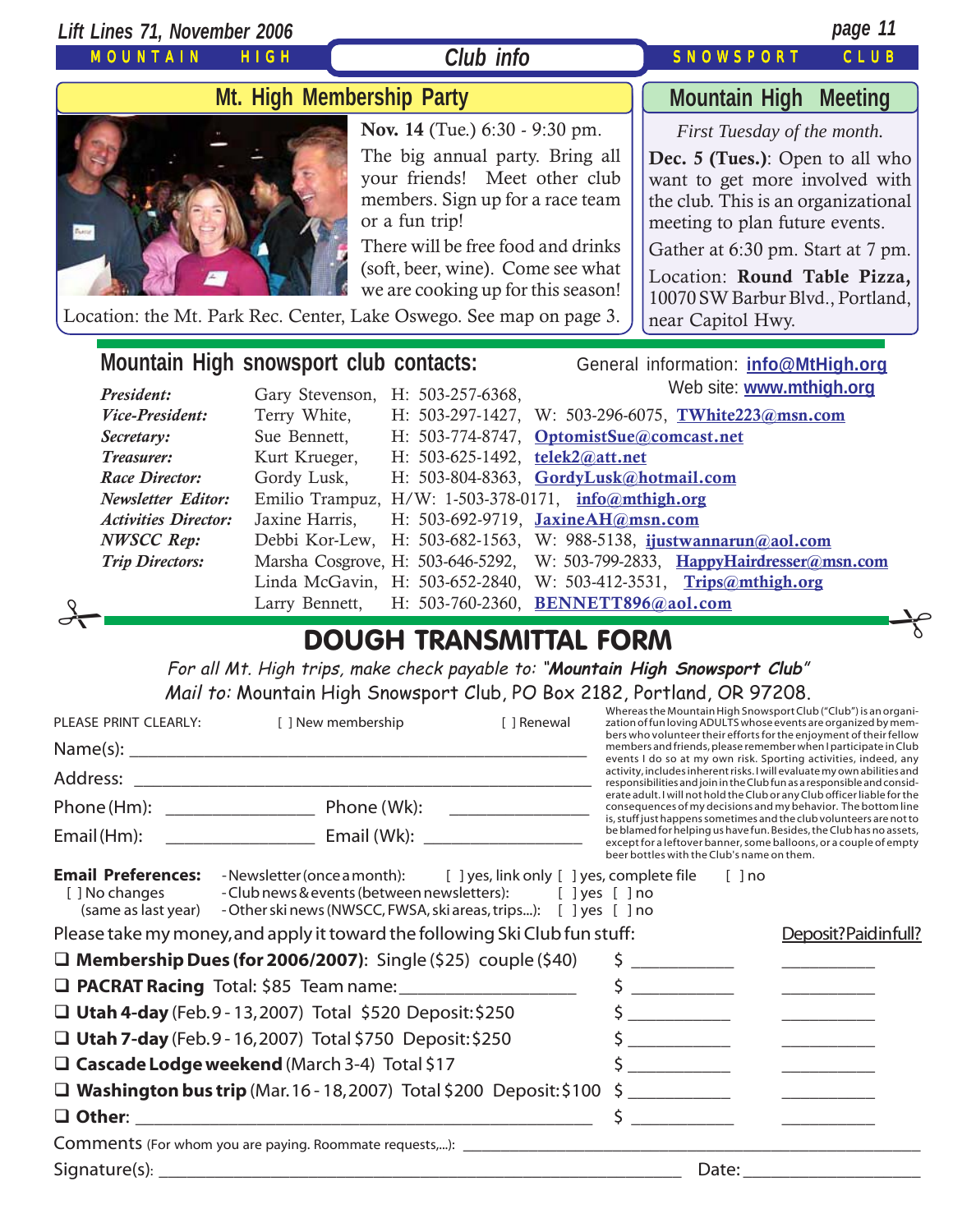## Club info

## Mt. High Membership Party

**Nov. 14** (Tue.) 6:30 - 9:30 pm.

The big annual party. Bring all your friends! Meet other club members. Sign up for a race team or a fun trip!

There will be free food and drinks (soft, beer, wine). Come see what we are cooking up for this season!

Location: the Mt. Park Rec. Center, Lake Oswego. See map on page 3.

## Mountain High Meeting

*First Tuesday of the month.*

**Dec. 5 (Tues.)**: Open to all who want to get more involved with the club. This is an organizational meeting to plan future events.

Gather at 6:30 pm. Start at 7 pm.

Location: **Round Table Pizza,** 10070 SW Barbur Blvd., Portland, near Capitol Hwy.

## Mountain High snowsport club contacts:

General information: info@MtHigh.org
Web site: www.mthigh.org

| | | | | |
|---|---|---|---|---|
| *President:* | Gary Stevenson, | H: 503-257-6368, | | |
| *Vice-President:* | Terry White, | H: 503-297-1427, | W: 503-296-6075, | TWhite223@msn.com |
| *Secretary:* | Sue Bennett, | H: 503-774-8747, | | OptomistSue@comcast.net |
| *Treasurer:* | Kurt Krueger, | H: 503-625-1492, | | telek2@att.net |
| *Race Director:* | Gordy Lusk, | H: 503-804-8363, | | GordyLusk@hotmail.com |
| *Newsletter Editor:* | Emilio Trampuz, | H/W: 1-503-378-0171, | | info@mthigh.org |
| *Activities Director:* | Jaxine Harris, | H: 503-692-9719, | | JaxineAH@msn.com |
| *NWSCC Rep:* | Debbi Kor-Lew, | H: 503-682-1563, | W: 988-5138, | ijustwannarun@aol.com |
| *Trip Directors:* | Marsha Cosgrove, | H: 503-646-5292, | W: 503-799-2833, | HappyHairdresser@msn.com |
| | Linda McGavin, | H: 503-652-2840, | W: 503-412-3531, | Trips@mthigh.org |
| | Larry Bennett, | H: 503-760-2360, | | BENNETT896@aol.com |

# DOUGH TRANSMITTAL FORM

*For all Mt. High trips, make check payable to: "**Mountain High Snowsport Club**"*
*Mail to:* Mountain High Snowsport Club, PO Box 2182, Portland, OR 97208.

PLEASE PRINT CLEARLY: [ ] New membership [ ] Renewal

Name(s): ______________________________

Address: ______________________________

Phone (Hm): ______________ Phone (Wk): ______________

Email (Hm): ______________ Email (Wk): ______________

Whereas the Mountain High Snowsport Club ("Club") is an organization of fun loving ADULTS whose events are organized by members who volunteer their efforts for the enjoyment of their fellow members and friends, please remember when I participate in Club events I do so at my own risk. Sporting activities, indeed, any activity, includes inherent risks. I will evaluate my own abilities and responsibilities and join in the Club fun as a responsible and considerate adult. I will not hold the Club or any Club officer liable for the consequences of my decisions and my behavior. The bottom line is, stuff just happens sometimes and the club volunteers are not to be blamed for helping us have fun. Besides, the Club has no assets, except for a leftover banner, some balloons, or a couple of empty beer bottles with the Club's name on them.

**Email Preferences:** -Newsletter (once a month): [ ] yes, link only [ ] yes, complete file [ ] no
[ ] No changes (same as last year) -Club news & events (between newsletters): [ ] yes [ ] no
-Other ski news (NWSCC, FWSA, ski areas, trips...): [ ] yes [ ] no

Please take my money, and apply it toward the following Ski Club fun stuff: Deposit? Paid in full?

- ❑ **Membership Dues (for 2006/2007):** Single ($25) couple ($40) $ __________ __________
- ❑ **PACRAT Racing** Total: $85 Team name: __________ $ __________ __________
- ❑ **Utah 4-day** (Feb. 9 - 13, 2007) Total $520 Deposit: $250 $ __________ __________
- ❑ **Utah 7-day** (Feb. 9 - 16, 2007) Total $750 Deposit: $250 $ __________ __________
- ❑ **Cascade Lodge weekend** (March 3-4) Total $17 $ __________ __________
- ❑ **Washington bus trip** (Mar. 16 - 18, 2007) Total $200 Deposit: $100 $ __________ __________
- ❑ **Other**: ______________________________ $ __________ __________

Comments (For whom you are paying. Roommate requests,...): ______________________________

Signature(s): ______________________________ Date: ______________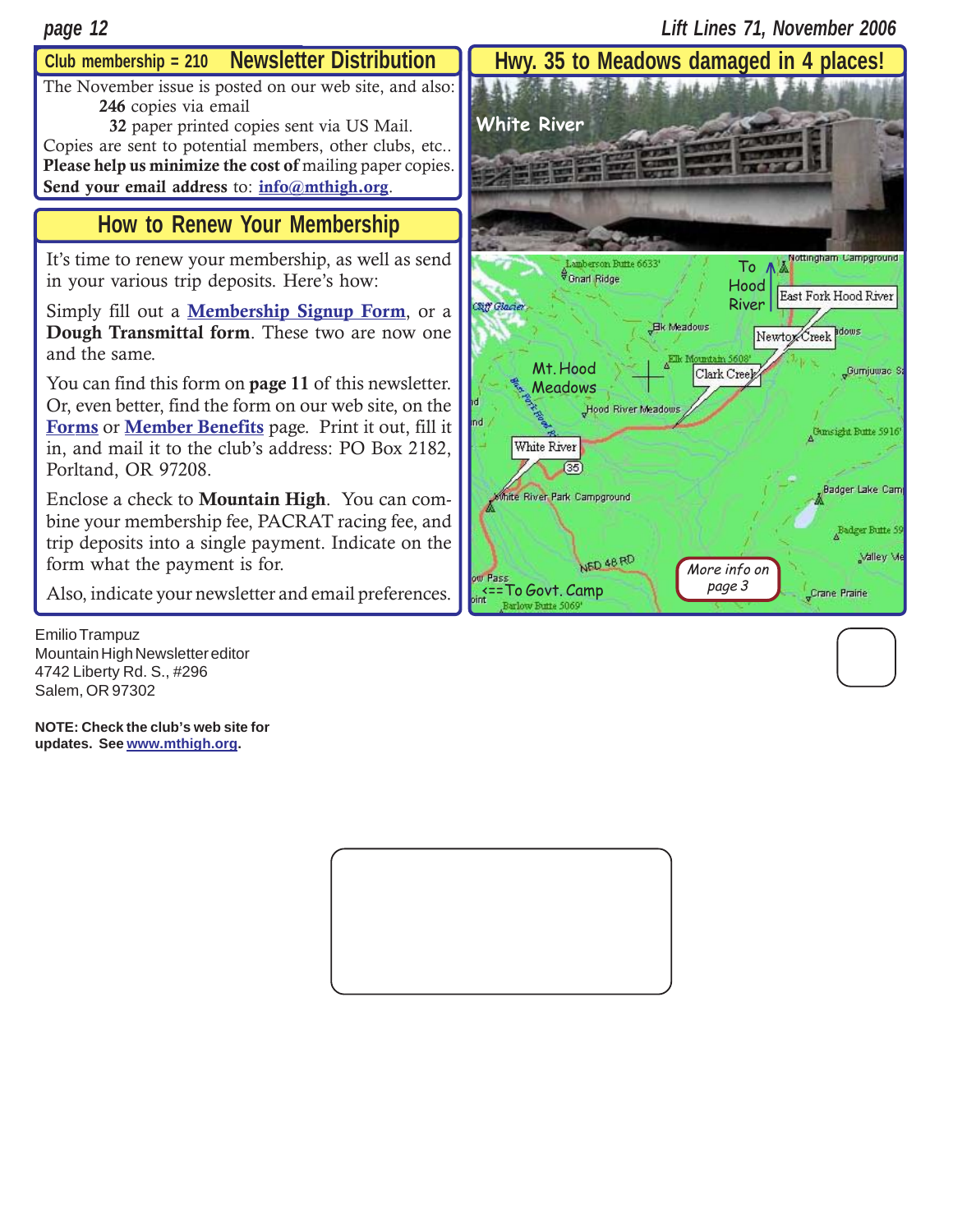## Newsletter Distribution

**Club membership = 210**

The November issue is posted on our web site, and also:

**246** copies via email

**32** paper printed copies sent via US Mail.

Copies are sent to potential members, other clubs, etc..

**Please help us minimize the cost of** mailing paper copies.

**Send your email address** to: info@mthigh.org.

## How to Renew Your Membership

It's time to renew your membership, as well as send in your various trip deposits. Here's how:

Simply fill out a Membership Signup Form, or a **Dough Transmittal form**. These two are now one and the same.

You can find this form on **page 11** of this newsletter. Or, even better, find the form on our web site, on the Forms or Member Benefits page. Print it out, fill it in, and mail it to the club's address: PO Box 2182, Portland, OR 97208.

Enclose a check to **Mountain High**. You can combine your membership fee, PACRAT racing fee, and trip deposits into a single payment. Indicate on the form what the payment is for.

Also, indicate your newsletter and email preferences.

## Hwy. 35 to Meadows damaged in 4 places!

White River

To Hood River

East Fork Hood River

Newton Creek

Clark Creek

Mt. Hood Meadows

White River

35

<== To Govt. Camp

More info on page 3

Emilio Trampuz
Mountain High Newsletter editor
4742 Liberty Rd. S., #296
Salem, OR 97302

**NOTE: Check the club's web site for updates. See www.mthigh.org.**